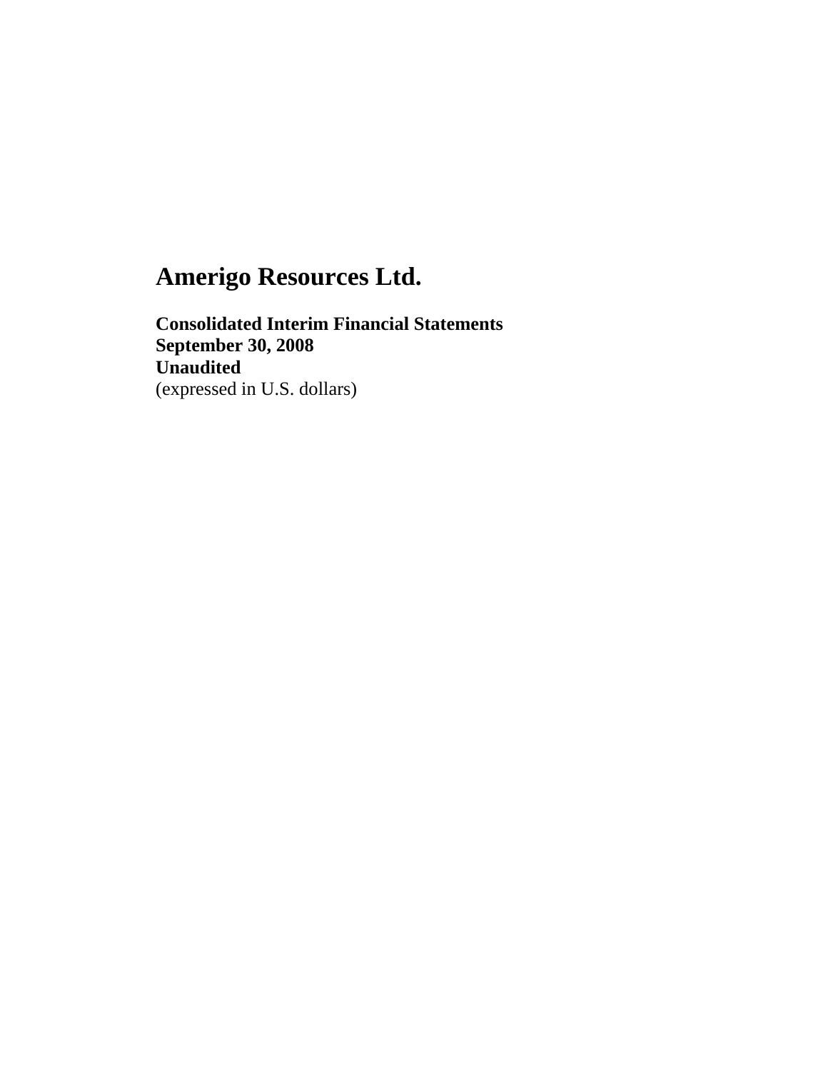# Amerigo Resources Ltd.

**Consolidated Interim Financial Statements**
**September 30, 2008**
**Unaudited**
(expressed in U.S. dollars)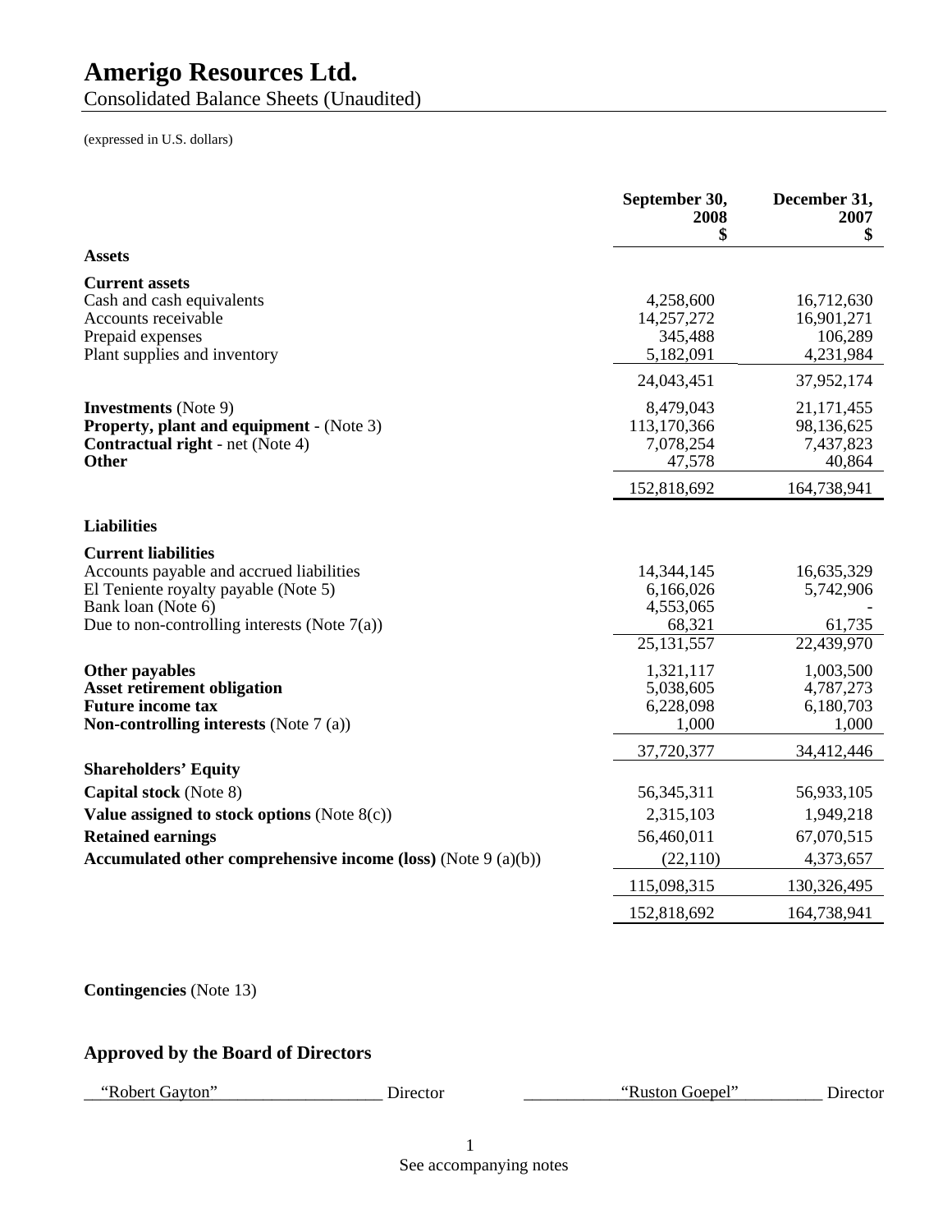# Amerigo Resources Ltd.

Consolidated Balance Sheets (Unaudited)

(expressed in U.S. dollars)

| | September 30, 2008 $ | December 31, 2007 $ |
|---|---|---|
| **Assets** | | |
| **Current assets** | | |
| Cash and cash equivalents | 4,258,600 | 16,712,630 |
| Accounts receivable | 14,257,272 | 16,901,271 |
| Prepaid expenses | 345,488 | 106,289 |
| Plant supplies and inventory | 5,182,091 | 4,231,984 |
| | 24,043,451 | 37,952,174 |
| **Investments** (Note 9) | 8,479,043 | 21,171,455 |
| **Property, plant and equipment** - (Note 3) | 113,170,366 | 98,136,625 |
| **Contractual right** - net (Note 4) | 7,078,254 | 7,437,823 |
| **Other** | 47,578 | 40,864 |
| | 152,818,692 | 164,738,941 |
| **Liabilities** | | |
| **Current liabilities** | | |
| Accounts payable and accrued liabilities | 14,344,145 | 16,635,329 |
| El Teniente royalty payable (Note 5) | 6,166,026 | 5,742,906 |
| Bank loan (Note 6) | 4,553,065 | - |
| Due to non-controlling interests (Note 7(a)) | 68,321 | 61,735 |
| | 25,131,557 | 22,439,970 |
| **Other payables** | 1,321,117 | 1,003,500 |
| **Asset retirement obligation** | 5,038,605 | 4,787,273 |
| **Future income tax** | 6,228,098 | 6,180,703 |
| **Non-controlling interests** (Note 7 (a)) | 1,000 | 1,000 |
| | 37,720,377 | 34,412,446 |
| **Shareholders' Equity** | | |
| **Capital stock** (Note 8) | 56,345,311 | 56,933,105 |
| **Value assigned to stock options** (Note 8(c)) | 2,315,103 | 1,949,218 |
| **Retained earnings** | 56,460,011 | 67,070,515 |
| **Accumulated other comprehensive income (loss)** (Note 9 (a)(b)) | (22,110) | 4,373,657 |
| | 115,098,315 | 130,326,495 |
| | 152,818,692 | 164,738,941 |

**Contingencies** (Note 13)

## Approved by the Board of Directors

"Robert Gayton" Director &nbsp;&nbsp;&nbsp;&nbsp; "Ruston Goepel" Director

See accompanying notes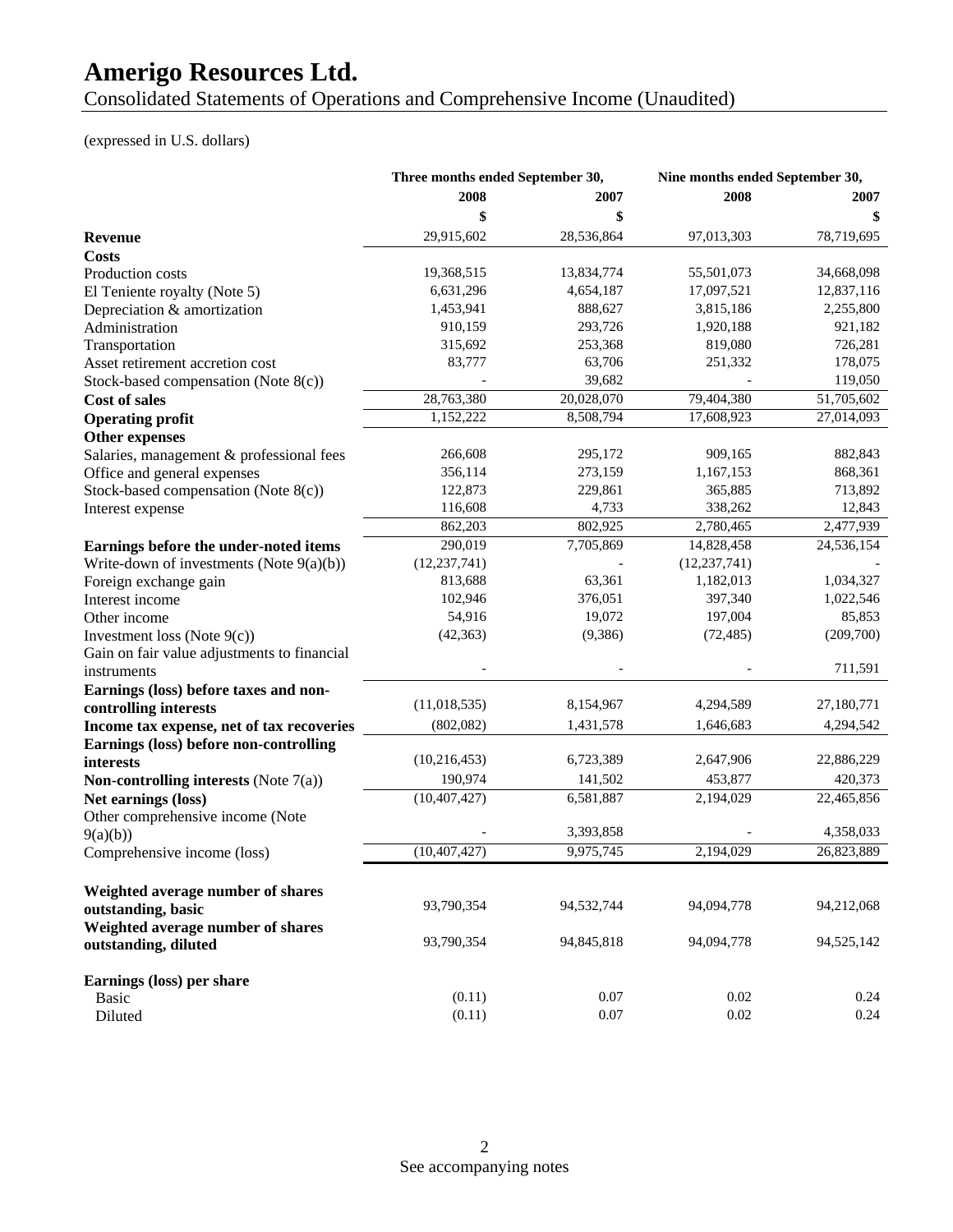# Amerigo Resources Ltd.

Consolidated Statements of Operations and Comprehensive Income (Unaudited)

(expressed in U.S. dollars)

| | Three months ended September 30, | | Nine months ended September 30, | |
|---|---|---|---|---|
| | 2008 | 2007 | 2008 | 2007 |
| | $ | $ | | $ |
| **Revenue** | 29,915,602 | 28,536,864 | 97,013,303 | 78,719,695 |
| **Costs** | | | | |
| Production costs | 19,368,515 | 13,834,774 | 55,501,073 | 34,668,098 |
| El Teniente royalty (Note 5) | 6,631,296 | 4,654,187 | 17,097,521 | 12,837,116 |
| Depreciation & amortization | 1,453,941 | 888,627 | 3,815,186 | 2,255,800 |
| Administration | 910,159 | 293,726 | 1,920,188 | 921,182 |
| Transportation | 315,692 | 253,368 | 819,080 | 726,281 |
| Asset retirement accretion cost | 83,777 | 63,706 | 251,332 | 178,075 |
| Stock-based compensation (Note 8(c)) | - | 39,682 | - | 119,050 |
| **Cost of sales** | 28,763,380 | 20,028,070 | 79,404,380 | 51,705,602 |
| **Operating profit** | 1,152,222 | 8,508,794 | 17,608,923 | 27,014,093 |
| **Other expenses** | | | | |
| Salaries, management & professional fees | 266,608 | 295,172 | 909,165 | 882,843 |
| Office and general expenses | 356,114 | 273,159 | 1,167,153 | 868,361 |
| Stock-based compensation (Note 8(c)) | 122,873 | 229,861 | 365,885 | 713,892 |
| Interest expense | 116,608 | 4,733 | 338,262 | 12,843 |
| | 862,203 | 802,925 | 2,780,465 | 2,477,939 |
| **Earnings before the under-noted items** | 290,019 | 7,705,869 | 14,828,458 | 24,536,154 |
| Write-down of investments (Note 9(a)(b)) | (12,237,741) | - | (12,237,741) | - |
| Foreign exchange gain | 813,688 | 63,361 | 1,182,013 | 1,034,327 |
| Interest income | 102,946 | 376,051 | 397,340 | 1,022,546 |
| Other income | 54,916 | 19,072 | 197,004 | 85,853 |
| Investment loss (Note 9(c)) | (42,363) | (9,386) | (72,485) | (209,700) |
| Gain on fair value adjustments to financial instruments | - | - | - | 711,591 |
| **Earnings (loss) before taxes and non-controlling interests** | (11,018,535) | 8,154,967 | 4,294,589 | 27,180,771 |
| **Income tax expense, net of tax recoveries** | (802,082) | 1,431,578 | 1,646,683 | 4,294,542 |
| **Earnings (loss) before non-controlling interests** | (10,216,453) | 6,723,389 | 2,647,906 | 22,886,229 |
| **Non-controlling interests** (Note 7(a)) | 190,974 | 141,502 | 453,877 | 420,373 |
| **Net earnings (loss)** | (10,407,427) | 6,581,887 | 2,194,029 | 22,465,856 |
| Other comprehensive income (Note 9(a)(b)) | - | 3,393,858 | - | 4,358,033 |
| Comprehensive income (loss) | (10,407,427) | 9,975,745 | 2,194,029 | 26,823,889 |
| | | | | |
| **Weighted average number of shares outstanding, basic** | 93,790,354 | 94,532,744 | 94,094,778 | 94,212,068 |
| **Weighted average number of shares outstanding, diluted** | 93,790,354 | 94,845,818 | 94,094,778 | 94,525,142 |
| | | | | |
| **Earnings (loss) per share** | | | | |
| Basic | (0.11) | 0.07 | 0.02 | 0.24 |
| Diluted | (0.11) | 0.07 | 0.02 | 0.24 |

See accompanying notes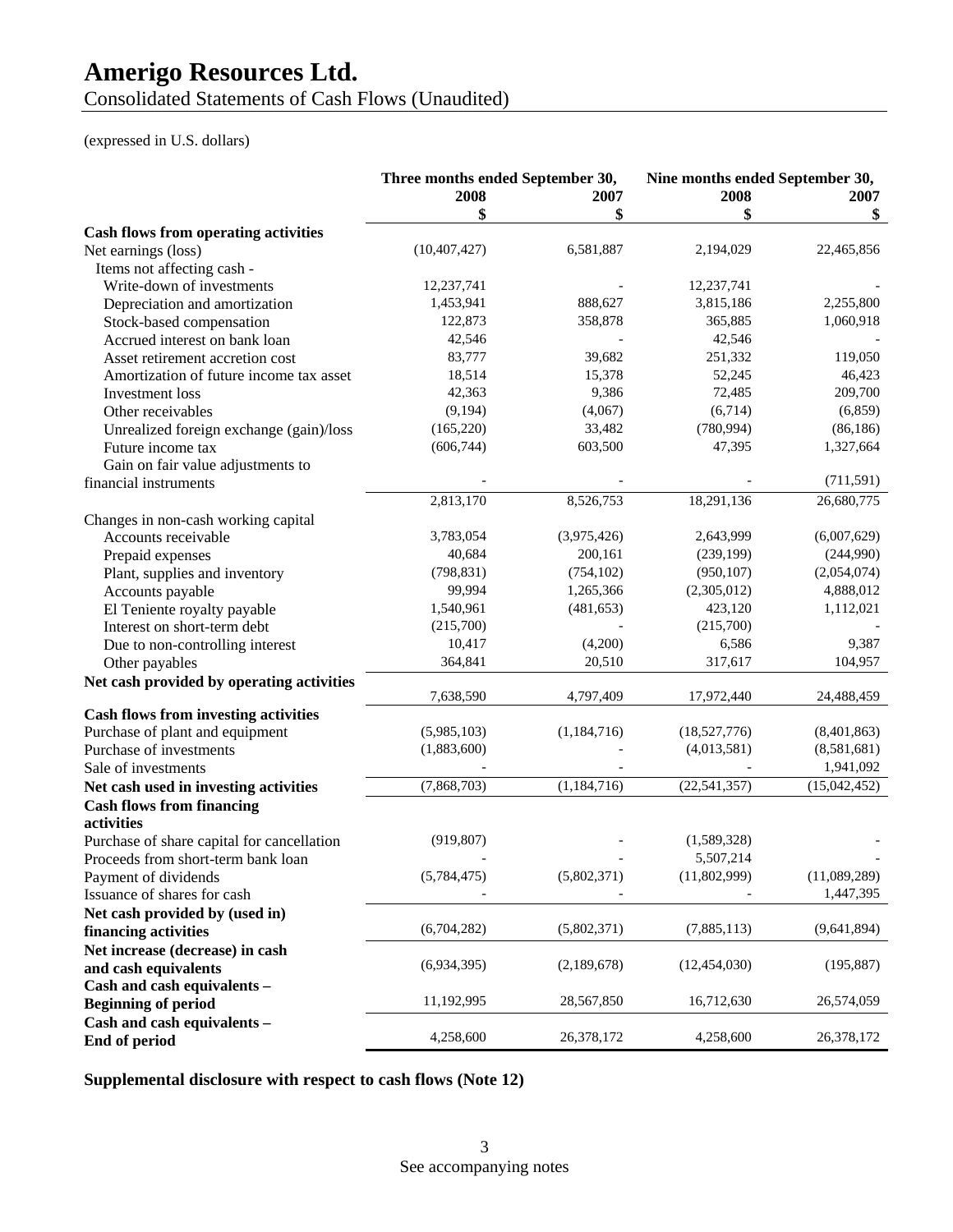# Amerigo Resources Ltd.

Consolidated Statements of Cash Flows (Unaudited)

(expressed in U.S. dollars)

| | Three months ended September 30, | | Nine months ended September 30, | |
|---|---|---|---|---|
| | 2008 | 2007 | 2008 | 2007 |
| | $ | $ | $ | $ |
| **Cash flows from operating activities** | | | | |
| Net earnings (loss) | (10,407,427) | 6,581,887 | 2,194,029 | 22,465,856 |
| Items not affecting cash - | | | | |
| Write-down of investments | 12,237,741 | - | 12,237,741 | - |
| Depreciation and amortization | 1,453,941 | 888,627 | 3,815,186 | 2,255,800 |
| Stock-based compensation | 122,873 | 358,878 | 365,885 | 1,060,918 |
| Accrued interest on bank loan | 42,546 | - | 42,546 | - |
| Asset retirement accretion cost | 83,777 | 39,682 | 251,332 | 119,050 |
| Amortization of future income tax asset | 18,514 | 15,378 | 52,245 | 46,423 |
| Investment loss | 42,363 | 9,386 | 72,485 | 209,700 |
| Other receivables | (9,194) | (4,067) | (6,714) | (6,859) |
| Unrealized foreign exchange (gain)/loss | (165,220) | 33,482 | (780,994) | (86,186) |
| Future income tax | (606,744) | 603,500 | 47,395 | 1,327,664 |
| Gain on fair value adjustments to financial instruments | - | - | - | (711,591) |
| | 2,813,170 | 8,526,753 | 18,291,136 | 26,680,775 |
| Changes in non-cash working capital | | | | |
| Accounts receivable | 3,783,054 | (3,975,426) | 2,643,999 | (6,007,629) |
| Prepaid expenses | 40,684 | 200,161 | (239,199) | (244,990) |
| Plant, supplies and inventory | (798,831) | (754,102) | (950,107) | (2,054,074) |
| Accounts payable | 99,994 | 1,265,366 | (2,305,012) | 4,888,012 |
| El Teniente royalty payable | 1,540,961 | (481,653) | 423,120 | 1,112,021 |
| Interest on short-term debt | (215,700) | - | (215,700) | - |
| Due to non-controlling interest | 10,417 | (4,200) | 6,586 | 9,387 |
| Other payables | 364,841 | 20,510 | 317,617 | 104,957 |
| **Net cash provided by operating activities** | 7,638,590 | 4,797,409 | 17,972,440 | 24,488,459 |
| **Cash flows from investing activities** | | | | |
| Purchase of plant and equipment | (5,985,103) | (1,184,716) | (18,527,776) | (8,401,863) |
| Purchase of investments | (1,883,600) | - | (4,013,581) | (8,581,681) |
| Sale of investments | - | - | - | 1,941,092 |
| **Net cash used in investing activities** | (7,868,703) | (1,184,716) | (22,541,357) | (15,042,452) |
| **Cash flows from financing activities** | | | | |
| Purchase of share capital for cancellation | (919,807) | - | (1,589,328) | - |
| Proceeds from short-term bank loan | - | - | 5,507,214 | - |
| Payment of dividends | (5,784,475) | (5,802,371) | (11,802,999) | (11,089,289) |
| Issuance of shares for cash | - | - | - | 1,447,395 |
| **Net cash provided by (used in) financing activities** | (6,704,282) | (5,802,371) | (7,885,113) | (9,641,894) |
| **Net increase (decrease) in cash and cash equivalents** | (6,934,395) | (2,189,678) | (12,454,030) | (195,887) |
| **Cash and cash equivalents – Beginning of period** | 11,192,995 | 28,567,850 | 16,712,630 | 26,574,059 |
| **Cash and cash equivalents – End of period** | 4,258,600 | 26,378,172 | 4,258,600 | 26,378,172 |

**Supplemental disclosure with respect to cash flows (Note 12)**

See accompanying notes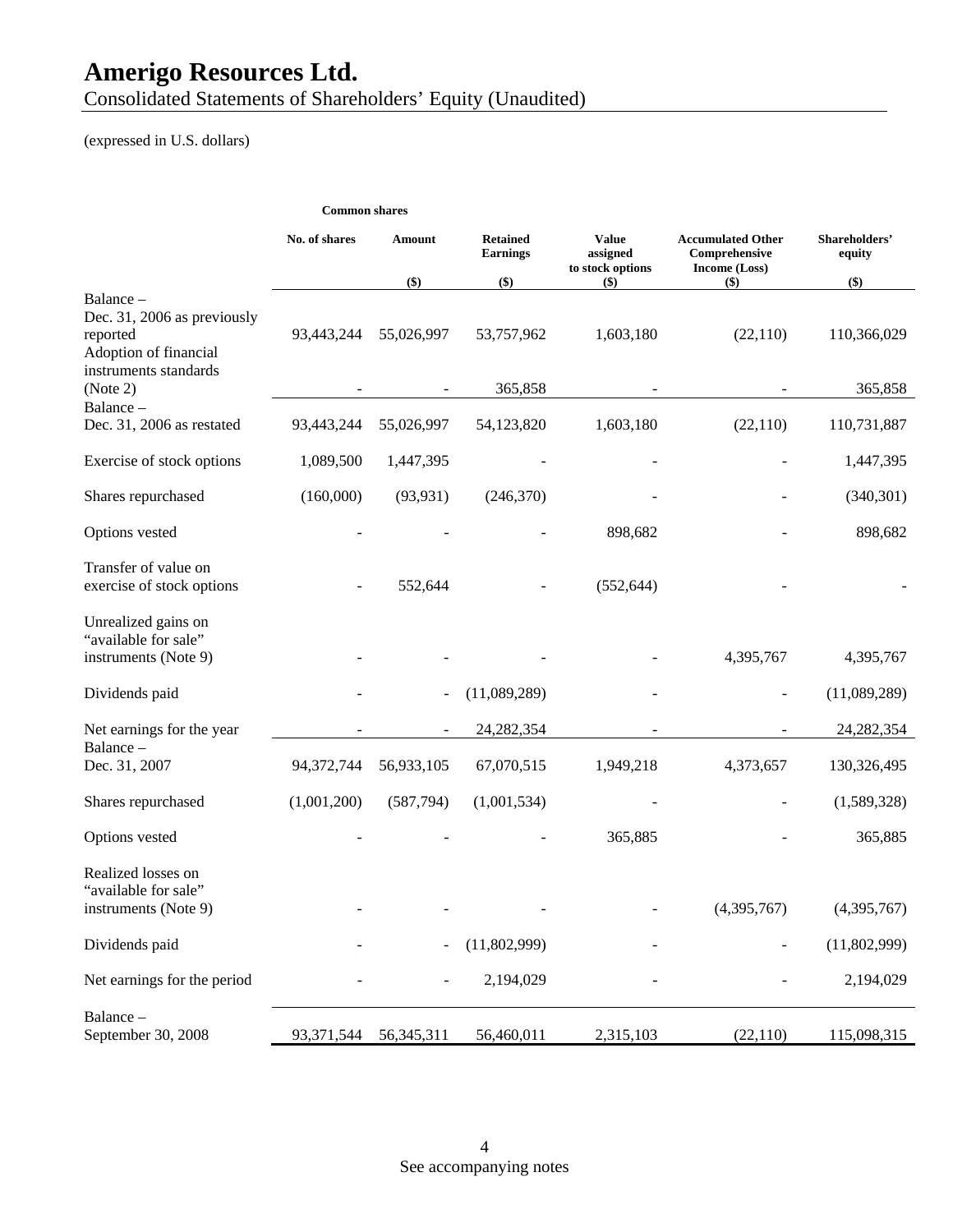# Amerigo Resources Ltd.

Consolidated Statements of Shareholders' Equity (Unaudited)

(expressed in U.S. dollars)

| | Common shares | | | | | |
|---|---|---|---|---|---|---|
| | No. of shares | Amount ($) | Retained Earnings ($) | Value assigned to stock options ($) | Accumulated Other Comprehensive Income (Loss) ($) | Shareholders' equity ($) |
| Balance – Dec. 31, 2006 as previously reported | 93,443,244 | 55,026,997 | 53,757,962 | 1,603,180 | (22,110) | 110,366,029 |
| Adoption of financial instruments standards (Note 2) | - | - | 365,858 | - | - | 365,858 |
| Balance – Dec. 31, 2006 as restated | 93,443,244 | 55,026,997 | 54,123,820 | 1,603,180 | (22,110) | 110,731,887 |
| Exercise of stock options | 1,089,500 | 1,447,395 | - | - | - | 1,447,395 |
| Shares repurchased | (160,000) | (93,931) | (246,370) | - | - | (340,301) |
| Options vested | - | - | - | 898,682 | - | 898,682 |
| Transfer of value on exercise of stock options | - | 552,644 | - | (552,644) | - | - |
| Unrealized gains on "available for sale" instruments (Note 9) | - | - | - | - | 4,395,767 | 4,395,767 |
| Dividends paid | - | - | (11,089,289) | - | - | (11,089,289) |
| Net earnings for the year | - | - | 24,282,354 | - | - | 24,282,354 |
| Balance – Dec. 31, 2007 | 94,372,744 | 56,933,105 | 67,070,515 | 1,949,218 | 4,373,657 | 130,326,495 |
| Shares repurchased | (1,001,200) | (587,794) | (1,001,534) | - | - | (1,589,328) |
| Options vested | - | - | - | 365,885 | - | 365,885 |
| Realized losses on "available for sale" instruments (Note 9) | - | - | - | - | (4,395,767) | (4,395,767) |
| Dividends paid | - | - | (11,802,999) | - | - | (11,802,999) |
| Net earnings for the period | - | - | 2,194,029 | - | - | 2,194,029 |
| Balance – September 30, 2008 | 93,371,544 | 56,345,311 | 56,460,011 | 2,315,103 | (22,110) | 115,098,315 |

See accompanying notes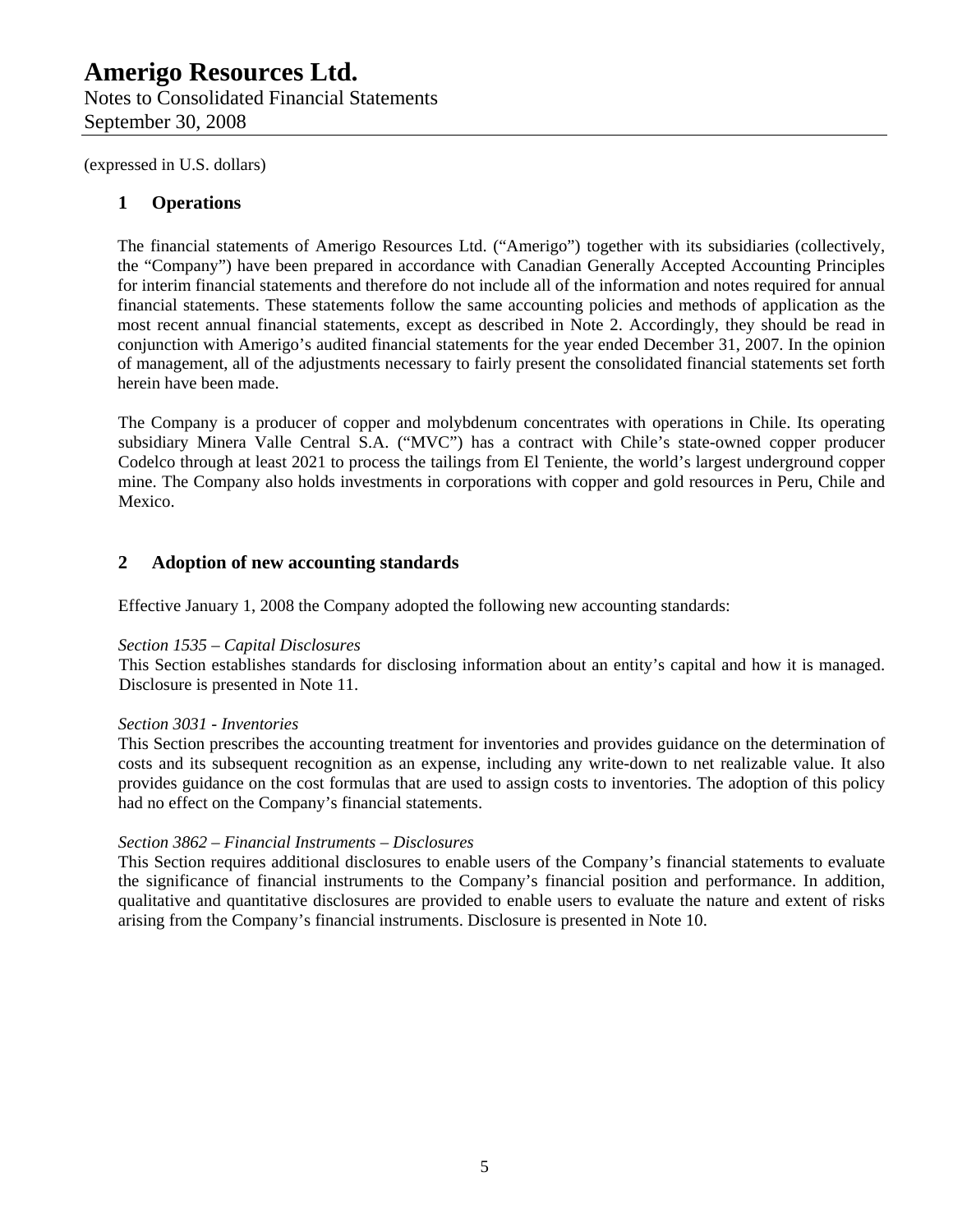(expressed in U.S. dollars)

## 1 Operations

The financial statements of Amerigo Resources Ltd. ("Amerigo") together with its subsidiaries (collectively, the "Company") have been prepared in accordance with Canadian Generally Accepted Accounting Principles for interim financial statements and therefore do not include all of the information and notes required for annual financial statements. These statements follow the same accounting policies and methods of application as the most recent annual financial statements, except as described in Note 2. Accordingly, they should be read in conjunction with Amerigo's audited financial statements for the year ended December 31, 2007. In the opinion of management, all of the adjustments necessary to fairly present the consolidated financial statements set forth herein have been made.

The Company is a producer of copper and molybdenum concentrates with operations in Chile. Its operating subsidiary Minera Valle Central S.A. ("MVC") has a contract with Chile's state-owned copper producer Codelco through at least 2021 to process the tailings from El Teniente, the world's largest underground copper mine. The Company also holds investments in corporations with copper and gold resources in Peru, Chile and Mexico.

## 2 Adoption of new accounting standards

Effective January 1, 2008 the Company adopted the following new accounting standards:

*Section 1535 – Capital Disclosures*
This Section establishes standards for disclosing information about an entity's capital and how it is managed. Disclosure is presented in Note 11.

*Section 3031 - Inventories*
This Section prescribes the accounting treatment for inventories and provides guidance on the determination of costs and its subsequent recognition as an expense, including any write-down to net realizable value. It also provides guidance on the cost formulas that are used to assign costs to inventories. The adoption of this policy had no effect on the Company's financial statements.

*Section 3862 – Financial Instruments – Disclosures*
This Section requires additional disclosures to enable users of the Company's financial statements to evaluate the significance of financial instruments to the Company's financial position and performance. In addition, qualitative and quantitative disclosures are provided to enable users to evaluate the nature and extent of risks arising from the Company's financial instruments. Disclosure is presented in Note 10.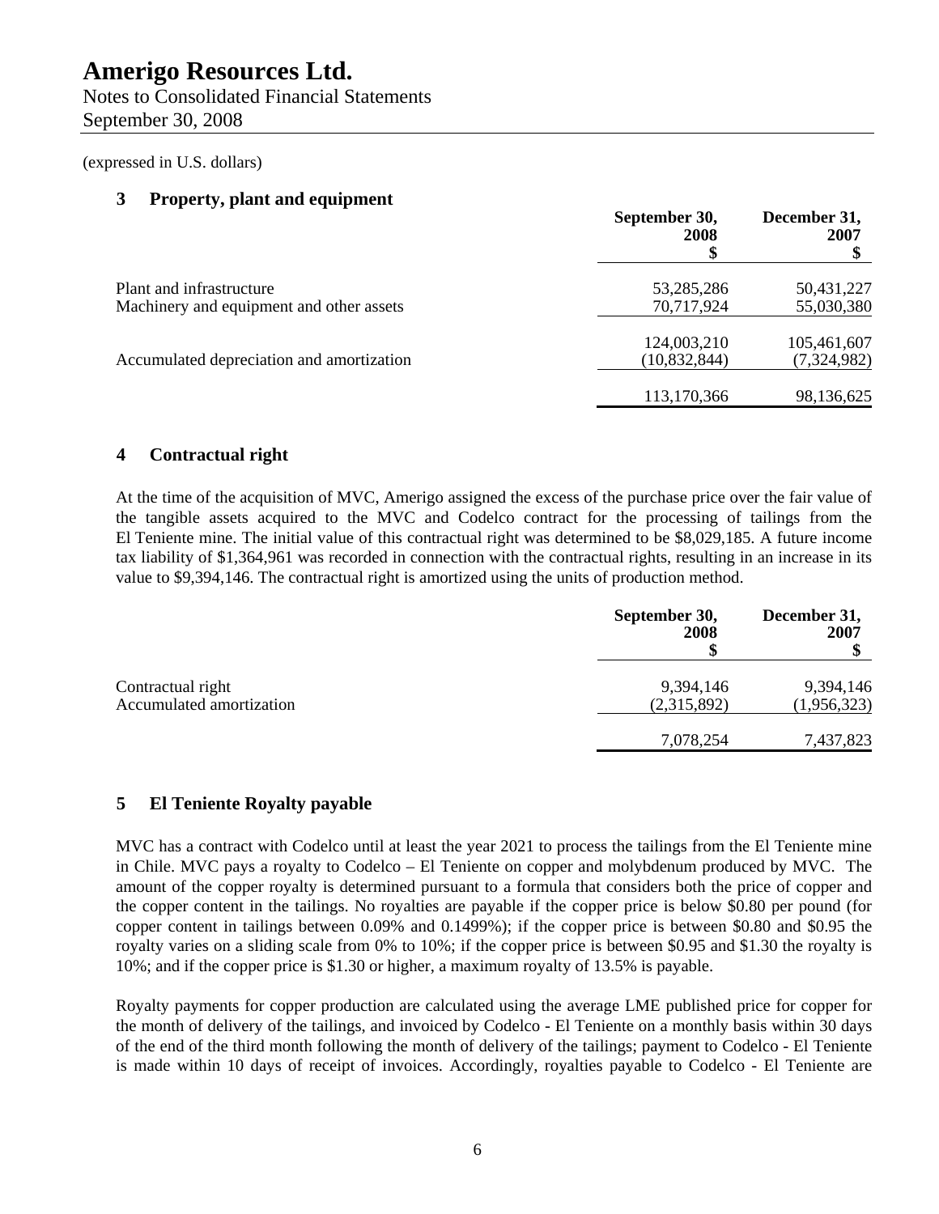(expressed in U.S. dollars)

## 3 Property, plant and equipment

| | September 30, 2008 $ | December 31, 2007 $ |
|---|---|---|
| Plant and infrastructure | 53,285,286 | 50,431,227 |
| Machinery and equipment and other assets | 70,717,924 | 55,030,380 |
| | 124,003,210 | 105,461,607 |
| Accumulated depreciation and amortization | (10,832,844) | (7,324,982) |
| | 113,170,366 | 98,136,625 |

## 4 Contractual right

At the time of the acquisition of MVC, Amerigo assigned the excess of the purchase price over the fair value of the tangible assets acquired to the MVC and Codelco contract for the processing of tailings from the El Teniente mine. The initial value of this contractual right was determined to be $8,029,185. A future income tax liability of $1,364,961 was recorded in connection with the contractual rights, resulting in an increase in its value to $9,394,146. The contractual right is amortized using the units of production method.

| | September 30, 2008 $ | December 31, 2007 $ |
|---|---|---|
| Contractual right | 9,394,146 | 9,394,146 |
| Accumulated amortization | (2,315,892) | (1,956,323) |
| | 7,078,254 | 7,437,823 |

## 5 El Teniente Royalty payable

MVC has a contract with Codelco until at least the year 2021 to process the tailings from the El Teniente mine in Chile. MVC pays a royalty to Codelco – El Teniente on copper and molybdenum produced by MVC. The amount of the copper royalty is determined pursuant to a formula that considers both the price of copper and the copper content in the tailings. No royalties are payable if the copper price is below $0.80 per pound (for copper content in tailings between 0.09% and 0.1499%); if the copper price is between $0.80 and $0.95 the royalty varies on a sliding scale from 0% to 10%; if the copper price is between $0.95 and $1.30 the royalty is 10%; and if the copper price is $1.30 or higher, a maximum royalty of 13.5% is payable.

Royalty payments for copper production are calculated using the average LME published price for copper for the month of delivery of the tailings, and invoiced by Codelco - El Teniente on a monthly basis within 30 days of the end of the third month following the month of delivery of the tailings; payment to Codelco - El Teniente is made within 10 days of receipt of invoices. Accordingly, royalties payable to Codelco - El Teniente are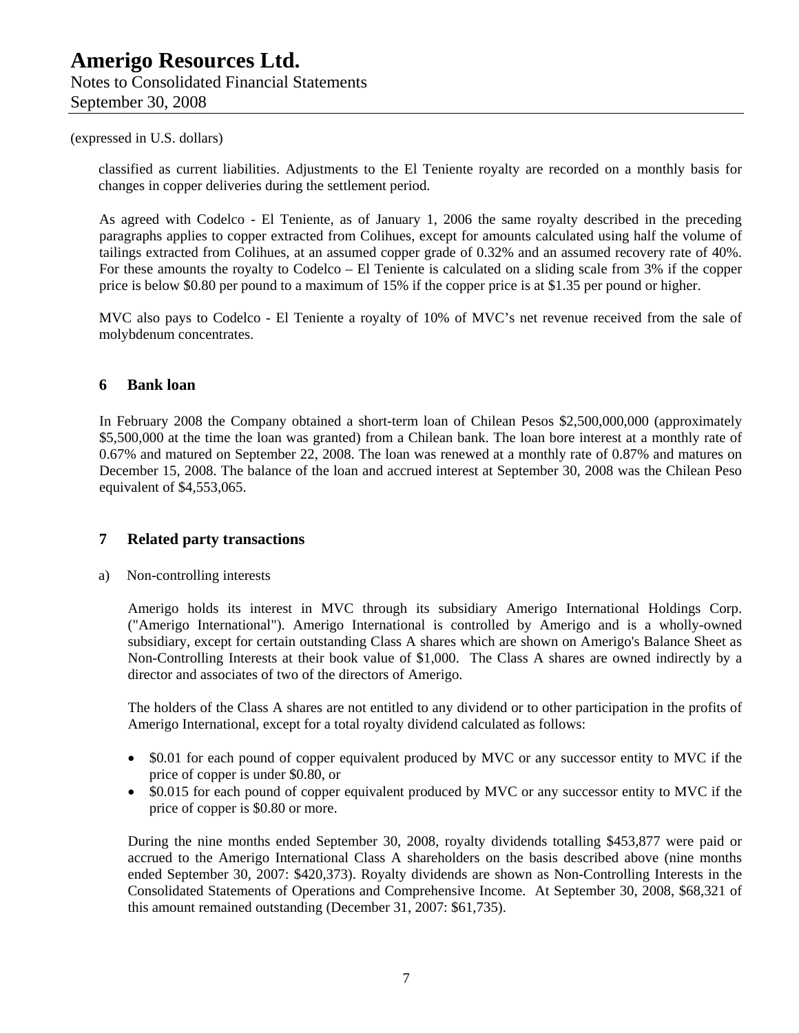(expressed in U.S. dollars)

classified as current liabilities. Adjustments to the El Teniente royalty are recorded on a monthly basis for changes in copper deliveries during the settlement period.

As agreed with Codelco - El Teniente, as of January 1, 2006 the same royalty described in the preceding paragraphs applies to copper extracted from Colihues, except for amounts calculated using half the volume of tailings extracted from Colihues, at an assumed copper grade of 0.32% and an assumed recovery rate of 40%. For these amounts the royalty to Codelco – El Teniente is calculated on a sliding scale from 3% if the copper price is below $0.80 per pound to a maximum of 15% if the copper price is at $1.35 per pound or higher.

MVC also pays to Codelco - El Teniente a royalty of 10% of MVC's net revenue received from the sale of molybdenum concentrates.

## 6 Bank loan

In February 2008 the Company obtained a short-term loan of Chilean Pesos $2,500,000,000 (approximately $5,500,000 at the time the loan was granted) from a Chilean bank. The loan bore interest at a monthly rate of 0.67% and matured on September 22, 2008. The loan was renewed at a monthly rate of 0.87% and matures on December 15, 2008. The balance of the loan and accrued interest at September 30, 2008 was the Chilean Peso equivalent of $4,553,065.

## 7 Related party transactions

a) Non-controlling interests

Amerigo holds its interest in MVC through its subsidiary Amerigo International Holdings Corp. ("Amerigo International"). Amerigo International is controlled by Amerigo and is a wholly-owned subsidiary, except for certain outstanding Class A shares which are shown on Amerigo's Balance Sheet as Non-Controlling Interests at their book value of $1,000. The Class A shares are owned indirectly by a director and associates of two of the directors of Amerigo.

The holders of the Class A shares are not entitled to any dividend or to other participation in the profits of Amerigo International, except for a total royalty dividend calculated as follows:

- $0.01 for each pound of copper equivalent produced by MVC or any successor entity to MVC if the price of copper is under $0.80, or
- $0.015 for each pound of copper equivalent produced by MVC or any successor entity to MVC if the price of copper is $0.80 or more.

During the nine months ended September 30, 2008, royalty dividends totalling $453,877 were paid or accrued to the Amerigo International Class A shareholders on the basis described above (nine months ended September 30, 2007: $420,373). Royalty dividends are shown as Non-Controlling Interests in the Consolidated Statements of Operations and Comprehensive Income. At September 30, 2008, $68,321 of this amount remained outstanding (December 31, 2007: $61,735).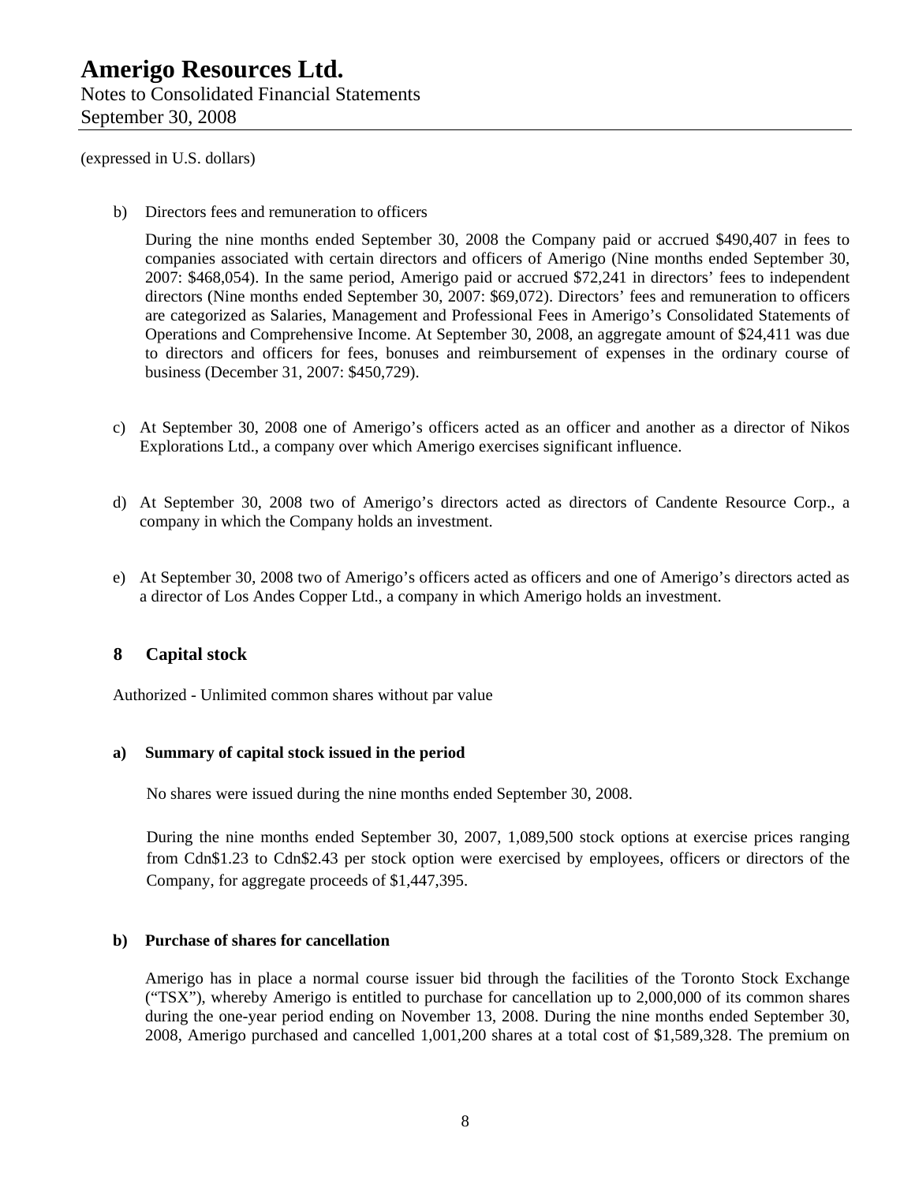(expressed in U.S. dollars)

b) Directors fees and remuneration to officers

During the nine months ended September 30, 2008 the Company paid or accrued $490,407 in fees to companies associated with certain directors and officers of Amerigo (Nine months ended September 30, 2007: $468,054). In the same period, Amerigo paid or accrued $72,241 in directors' fees to independent directors (Nine months ended September 30, 2007: $69,072). Directors' fees and remuneration to officers are categorized as Salaries, Management and Professional Fees in Amerigo's Consolidated Statements of Operations and Comprehensive Income. At September 30, 2008, an aggregate amount of $24,411 was due to directors and officers for fees, bonuses and reimbursement of expenses in the ordinary course of business (December 31, 2007: $450,729).

c) At September 30, 2008 one of Amerigo's officers acted as an officer and another as a director of Nikos Explorations Ltd., a company over which Amerigo exercises significant influence.

d) At September 30, 2008 two of Amerigo's directors acted as directors of Candente Resource Corp., a company in which the Company holds an investment.

e) At September 30, 2008 two of Amerigo's officers acted as officers and one of Amerigo's directors acted as a director of Los Andes Copper Ltd., a company in which Amerigo holds an investment.

## 8 Capital stock

Authorized - Unlimited common shares without par value

**a) Summary of capital stock issued in the period**

No shares were issued during the nine months ended September 30, 2008.

During the nine months ended September 30, 2007, 1,089,500 stock options at exercise prices ranging from Cdn$1.23 to Cdn$2.43 per stock option were exercised by employees, officers or directors of the Company, for aggregate proceeds of $1,447,395.

**b) Purchase of shares for cancellation**

Amerigo has in place a normal course issuer bid through the facilities of the Toronto Stock Exchange ("TSX"), whereby Amerigo is entitled to purchase for cancellation up to 2,000,000 of its common shares during the one-year period ending on November 13, 2008. During the nine months ended September 30, 2008, Amerigo purchased and cancelled 1,001,200 shares at a total cost of $1,589,328. The premium on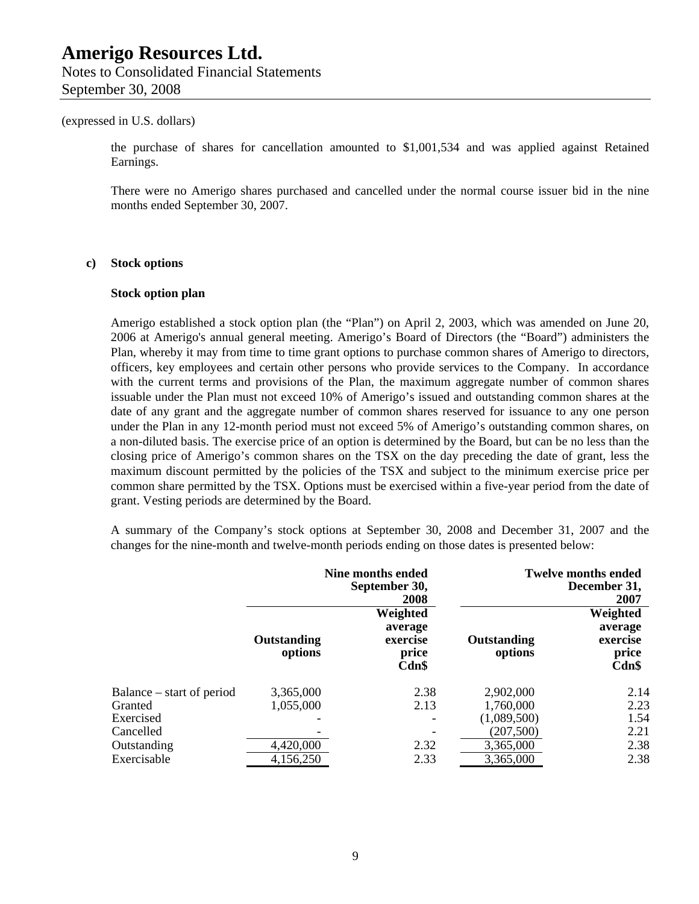(expressed in U.S. dollars)

the purchase of shares for cancellation amounted to $1,001,534 and was applied against Retained Earnings.

There were no Amerigo shares purchased and cancelled under the normal course issuer bid in the nine months ended September 30, 2007.

**c) Stock options**

**Stock option plan**

Amerigo established a stock option plan (the "Plan") on April 2, 2003, which was amended on June 20, 2006 at Amerigo's annual general meeting. Amerigo's Board of Directors (the "Board") administers the Plan, whereby it may from time to time grant options to purchase common shares of Amerigo to directors, officers, key employees and certain other persons who provide services to the Company. In accordance with the current terms and provisions of the Plan, the maximum aggregate number of common shares issuable under the Plan must not exceed 10% of Amerigo's issued and outstanding common shares at the date of any grant and the aggregate number of common shares reserved for issuance to any one person under the Plan in any 12-month period must not exceed 5% of Amerigo's outstanding common shares, on a non-diluted basis. The exercise price of an option is determined by the Board, but can be no less than the closing price of Amerigo's common shares on the TSX on the day preceding the date of grant, less the maximum discount permitted by the policies of the TSX and subject to the minimum exercise price per common share permitted by the TSX. Options must be exercised within a five-year period from the date of grant. Vesting periods are determined by the Board.

A summary of the Company's stock options at September 30, 2008 and December 31, 2007 and the changes for the nine-month and twelve-month periods ending on those dates is presented below:

| | Nine months ended September 30, 2008 | | Twelve months ended December 31, 2007 | |
|---|---|---|---|---|
| | **Outstanding options** | **Weighted average exercise price Cdn$** | **Outstanding options** | **Weighted average exercise price Cdn$** |
| Balance – start of period | 3,365,000 | 2.38 | 2,902,000 | 2.14 |
| Granted | 1,055,000 | 2.13 | 1,760,000 | 2.23 |
| Exercised | - | - | (1,089,500) | 1.54 |
| Cancelled | - | - | (207,500) | 2.21 |
| Outstanding | 4,420,000 | 2.32 | 3,365,000 | 2.38 |
| Exercisable | 4,156,250 | 2.33 | 3,365,000 | 2.38 |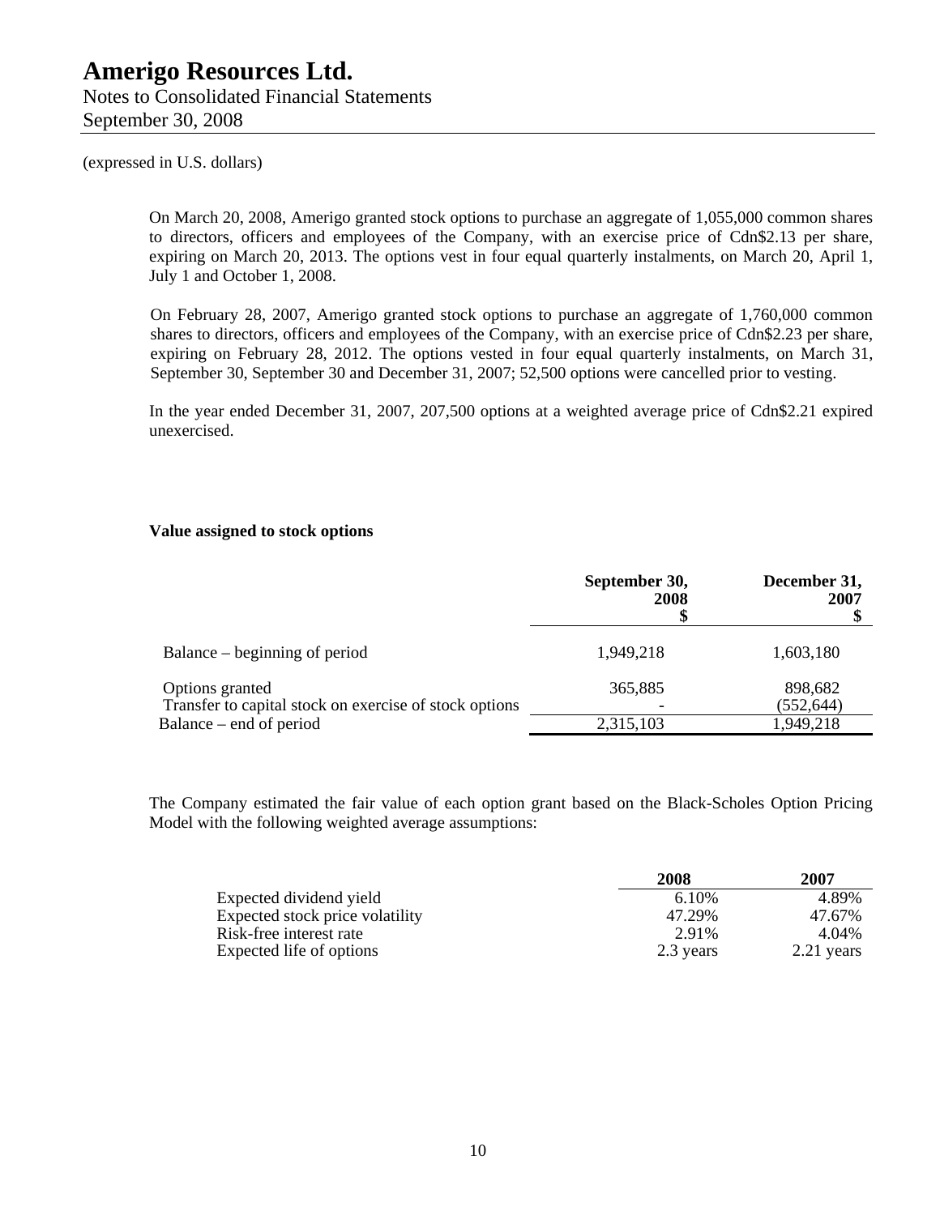(expressed in U.S. dollars)

On March 20, 2008, Amerigo granted stock options to purchase an aggregate of 1,055,000 common shares to directors, officers and employees of the Company, with an exercise price of Cdn$2.13 per share, expiring on March 20, 2013. The options vest in four equal quarterly instalments, on March 20, April 1, July 1 and October 1, 2008.

On February 28, 2007, Amerigo granted stock options to purchase an aggregate of 1,760,000 common shares to directors, officers and employees of the Company, with an exercise price of Cdn$2.23 per share, expiring on February 28, 2012. The options vested in four equal quarterly instalments, on March 31, September 30, September 30 and December 31, 2007; 52,500 options were cancelled prior to vesting.

In the year ended December 31, 2007, 207,500 options at a weighted average price of Cdn$2.21 expired unexercised.

**Value assigned to stock options**

| | September 30, 2008 $ | December 31, 2007 $ |
|---|---|---|
| Balance – beginning of period | 1,949,218 | 1,603,180 |
| Options granted | 365,885 | 898,682 |
| Transfer to capital stock on exercise of stock options | - | (552,644) |
| Balance – end of period | 2,315,103 | 1,949,218 |

The Company estimated the fair value of each option grant based on the Black-Scholes Option Pricing Model with the following weighted average assumptions:

| | 2008 | 2007 |
|---|---|---|
| Expected dividend yield | 6.10% | 4.89% |
| Expected stock price volatility | 47.29% | 47.67% |
| Risk-free interest rate | 2.91% | 4.04% |
| Expected life of options | 2.3 years | 2.21 years |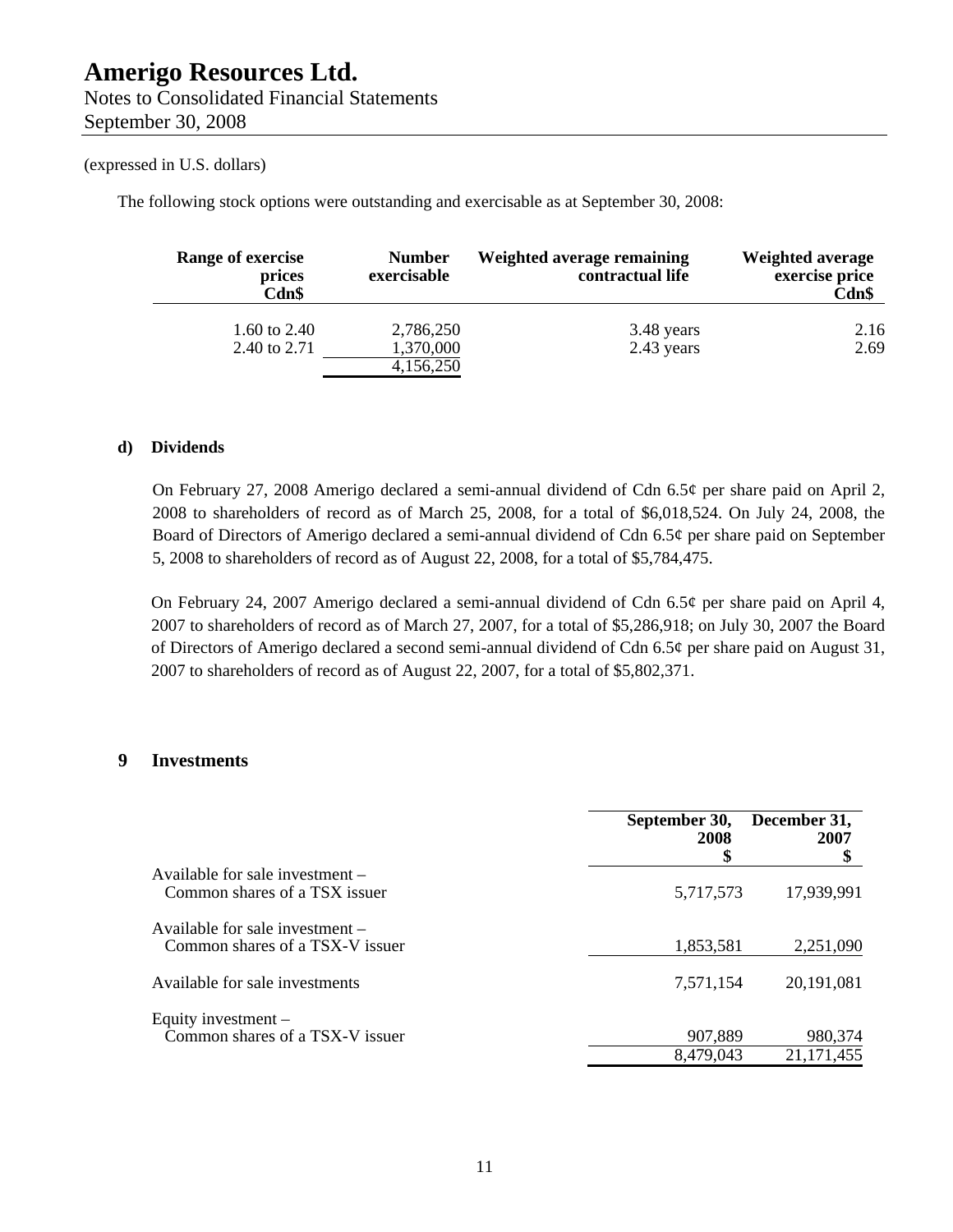(expressed in U.S. dollars)

The following stock options were outstanding and exercisable as at September 30, 2008:

| Range of exercise prices Cdn$ | Number exercisable | Weighted average remaining contractual life | Weighted average exercise price Cdn$ |
|---|---|---|---|
| 1.60 to 2.40 | 2,786,250 | 3.48 years | 2.16 |
| 2.40 to 2.71 | 1,370,000 | 2.43 years | 2.69 |
| | 4,156,250 | | |

**d) Dividends**

On February 27, 2008 Amerigo declared a semi-annual dividend of Cdn 6.5¢ per share paid on April 2, 2008 to shareholders of record as of March 25, 2008, for a total of $6,018,524. On July 24, 2008, the Board of Directors of Amerigo declared a semi-annual dividend of Cdn 6.5¢ per share paid on September 5, 2008 to shareholders of record as of August 22, 2008, for a total of $5,784,475.

On February 24, 2007 Amerigo declared a semi-annual dividend of Cdn 6.5¢ per share paid on April 4, 2007 to shareholders of record as of March 27, 2007, for a total of $5,286,918; on July 30, 2007 the Board of Directors of Amerigo declared a second semi-annual dividend of Cdn 6.5¢ per share paid on August 31, 2007 to shareholders of record as of August 22, 2007, for a total of $5,802,371.

## 9 Investments

| | September 30, 2008 $ | December 31, 2007 $ |
|---|---|---|
| Available for sale investment – Common shares of a TSX issuer | 5,717,573 | 17,939,991 |
| Available for sale investment – Common shares of a TSX-V issuer | 1,853,581 | 2,251,090 |
| Available for sale investments | 7,571,154 | 20,191,081 |
| Equity investment – Common shares of a TSX-V issuer | 907,889 | 980,374 |
| | 8,479,043 | 21,171,455 |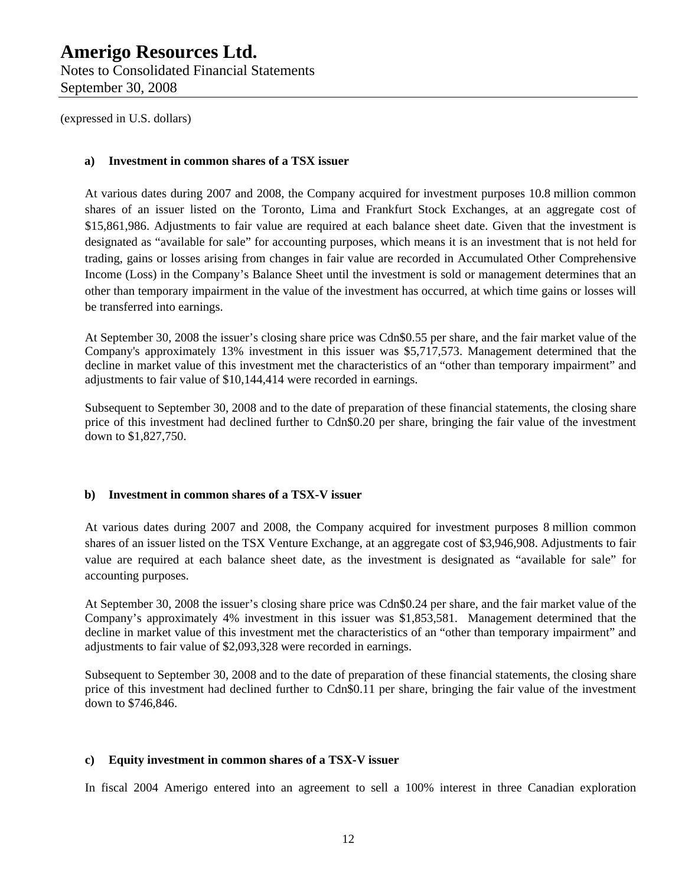(expressed in U.S. dollars)

**a) Investment in common shares of a TSX issuer**

At various dates during 2007 and 2008, the Company acquired for investment purposes 10.8 million common shares of an issuer listed on the Toronto, Lima and Frankfurt Stock Exchanges, at an aggregate cost of $15,861,986. Adjustments to fair value are required at each balance sheet date. Given that the investment is designated as "available for sale" for accounting purposes, which means it is an investment that is not held for trading, gains or losses arising from changes in fair value are recorded in Accumulated Other Comprehensive Income (Loss) in the Company's Balance Sheet until the investment is sold or management determines that an other than temporary impairment in the value of the investment has occurred, at which time gains or losses will be transferred into earnings.

At September 30, 2008 the issuer's closing share price was Cdn$0.55 per share, and the fair market value of the Company's approximately 13% investment in this issuer was $5,717,573. Management determined that the decline in market value of this investment met the characteristics of an "other than temporary impairment" and adjustments to fair value of $10,144,414 were recorded in earnings.

Subsequent to September 30, 2008 and to the date of preparation of these financial statements, the closing share price of this investment had declined further to Cdn$0.20 per share, bringing the fair value of the investment down to $1,827,750.

**b) Investment in common shares of a TSX-V issuer**

At various dates during 2007 and 2008, the Company acquired for investment purposes 8 million common shares of an issuer listed on the TSX Venture Exchange, at an aggregate cost of $3,946,908. Adjustments to fair value are required at each balance sheet date, as the investment is designated as "available for sale" for accounting purposes.

At September 30, 2008 the issuer's closing share price was Cdn$0.24 per share, and the fair market value of the Company's approximately 4% investment in this issuer was $1,853,581. Management determined that the decline in market value of this investment met the characteristics of an "other than temporary impairment" and adjustments to fair value of $2,093,328 were recorded in earnings.

Subsequent to September 30, 2008 and to the date of preparation of these financial statements, the closing share price of this investment had declined further to Cdn$0.11 per share, bringing the fair value of the investment down to $746,846.

**c) Equity investment in common shares of a TSX-V issuer**

In fiscal 2004 Amerigo entered into an agreement to sell a 100% interest in three Canadian exploration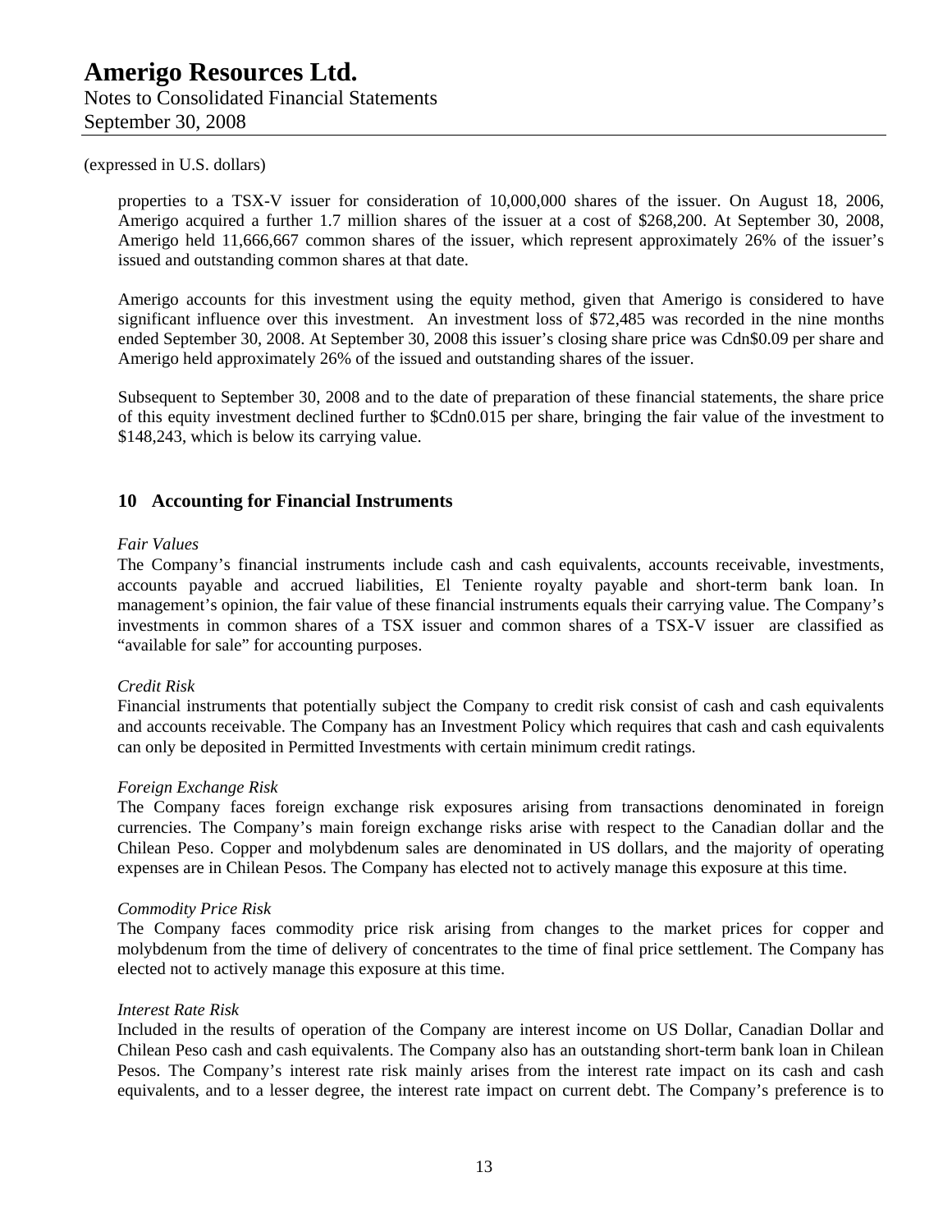(expressed in U.S. dollars)

properties to a TSX-V issuer for consideration of 10,000,000 shares of the issuer. On August 18, 2006, Amerigo acquired a further 1.7 million shares of the issuer at a cost of $268,200. At September 30, 2008, Amerigo held 11,666,667 common shares of the issuer, which represent approximately 26% of the issuer's issued and outstanding common shares at that date.

Amerigo accounts for this investment using the equity method, given that Amerigo is considered to have significant influence over this investment. An investment loss of $72,485 was recorded in the nine months ended September 30, 2008. At September 30, 2008 this issuer's closing share price was Cdn$0.09 per share and Amerigo held approximately 26% of the issued and outstanding shares of the issuer.

Subsequent to September 30, 2008 and to the date of preparation of these financial statements, the share price of this equity investment declined further to $Cdn0.015 per share, bringing the fair value of the investment to $148,243, which is below its carrying value.

## 10 Accounting for Financial Instruments

*Fair Values*

The Company's financial instruments include cash and cash equivalents, accounts receivable, investments, accounts payable and accrued liabilities, El Teniente royalty payable and short-term bank loan. In management's opinion, the fair value of these financial instruments equals their carrying value. The Company's investments in common shares of a TSX issuer and common shares of a TSX-V issuer are classified as "available for sale" for accounting purposes.

*Credit Risk*

Financial instruments that potentially subject the Company to credit risk consist of cash and cash equivalents and accounts receivable. The Company has an Investment Policy which requires that cash and cash equivalents can only be deposited in Permitted Investments with certain minimum credit ratings.

*Foreign Exchange Risk*

The Company faces foreign exchange risk exposures arising from transactions denominated in foreign currencies. The Company's main foreign exchange risks arise with respect to the Canadian dollar and the Chilean Peso. Copper and molybdenum sales are denominated in US dollars, and the majority of operating expenses are in Chilean Pesos. The Company has elected not to actively manage this exposure at this time.

*Commodity Price Risk*

The Company faces commodity price risk arising from changes to the market prices for copper and molybdenum from the time of delivery of concentrates to the time of final price settlement. The Company has elected not to actively manage this exposure at this time.

*Interest Rate Risk*

Included in the results of operation of the Company are interest income on US Dollar, Canadian Dollar and Chilean Peso cash and cash equivalents. The Company also has an outstanding short-term bank loan in Chilean Pesos. The Company's interest rate risk mainly arises from the interest rate impact on its cash and cash equivalents, and to a lesser degree, the interest rate impact on current debt. The Company's preference is to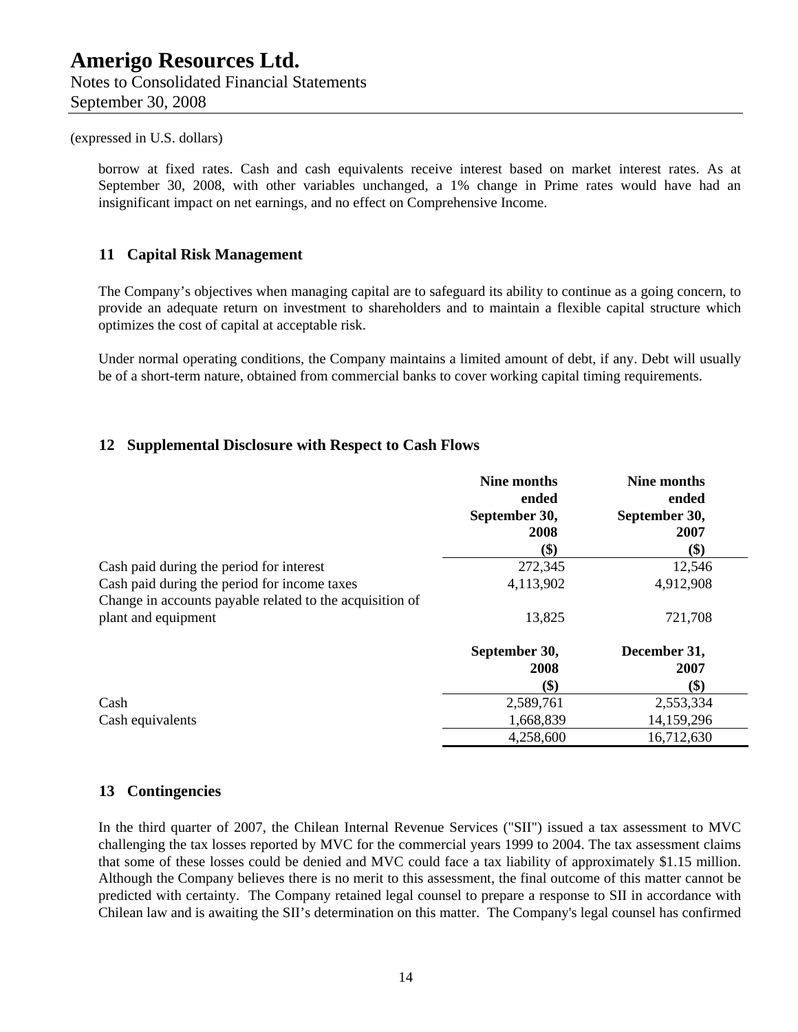(expressed in U.S. dollars)

borrow at fixed rates. Cash and cash equivalents receive interest based on market interest rates. As at September 30, 2008, with other variables unchanged, a 1% change in Prime rates would have had an insignificant impact on net earnings, and no effect on Comprehensive Income.

## 11 Capital Risk Management

The Company's objectives when managing capital are to safeguard its ability to continue as a going concern, to provide an adequate return on investment to shareholders and to maintain a flexible capital structure which optimizes the cost of capital at acceptable risk.

Under normal operating conditions, the Company maintains a limited amount of debt, if any. Debt will usually be of a short-term nature, obtained from commercial banks to cover working capital timing requirements.

## 12 Supplemental Disclosure with Respect to Cash Flows

| | Nine months ended September 30, 2008 ($) | Nine months ended September 30, 2007 ($) |
|---|---|---|
| Cash paid during the period for interest | 272,345 | 12,546 |
| Cash paid during the period for income taxes | 4,113,902 | 4,912,908 |
| Change in accounts payable related to the acquisition of plant and equipment | 13,825 | 721,708 |

| | September 30, 2008 ($) | December 31, 2007 ($) |
|---|---|---|
| Cash | 2,589,761 | 2,553,334 |
| Cash equivalents | 1,668,839 | 14,159,296 |
| | 4,258,600 | 16,712,630 |

## 13 Contingencies

In the third quarter of 2007, the Chilean Internal Revenue Services ("SII") issued a tax assessment to MVC challenging the tax losses reported by MVC for the commercial years 1999 to 2004. The tax assessment claims that some of these losses could be denied and MVC could face a tax liability of approximately $1.15 million. Although the Company believes there is no merit to this assessment, the final outcome of this matter cannot be predicted with certainty. The Company retained legal counsel to prepare a response to SII in accordance with Chilean law and is awaiting the SII's determination on this matter. The Company's legal counsel has confirmed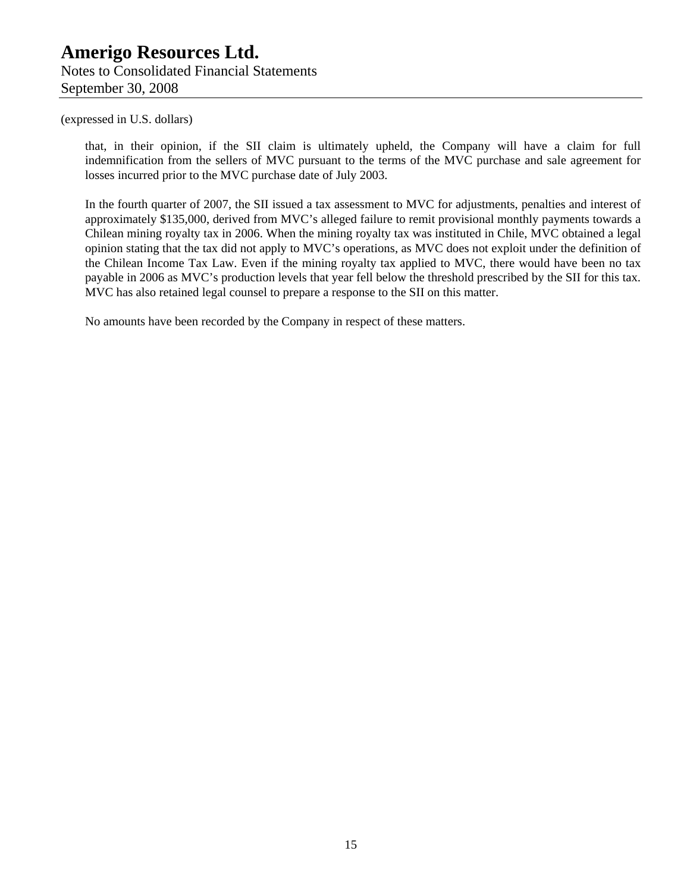(expressed in U.S. dollars)

that, in their opinion, if the SII claim is ultimately upheld, the Company will have a claim for full indemnification from the sellers of MVC pursuant to the terms of the MVC purchase and sale agreement for losses incurred prior to the MVC purchase date of July 2003.

In the fourth quarter of 2007, the SII issued a tax assessment to MVC for adjustments, penalties and interest of approximately $135,000, derived from MVC's alleged failure to remit provisional monthly payments towards a Chilean mining royalty tax in 2006. When the mining royalty tax was instituted in Chile, MVC obtained a legal opinion stating that the tax did not apply to MVC's operations, as MVC does not exploit under the definition of the Chilean Income Tax Law. Even if the mining royalty tax applied to MVC, there would have been no tax payable in 2006 as MVC's production levels that year fell below the threshold prescribed by the SII for this tax. MVC has also retained legal counsel to prepare a response to the SII on this matter.

No amounts have been recorded by the Company in respect of these matters.